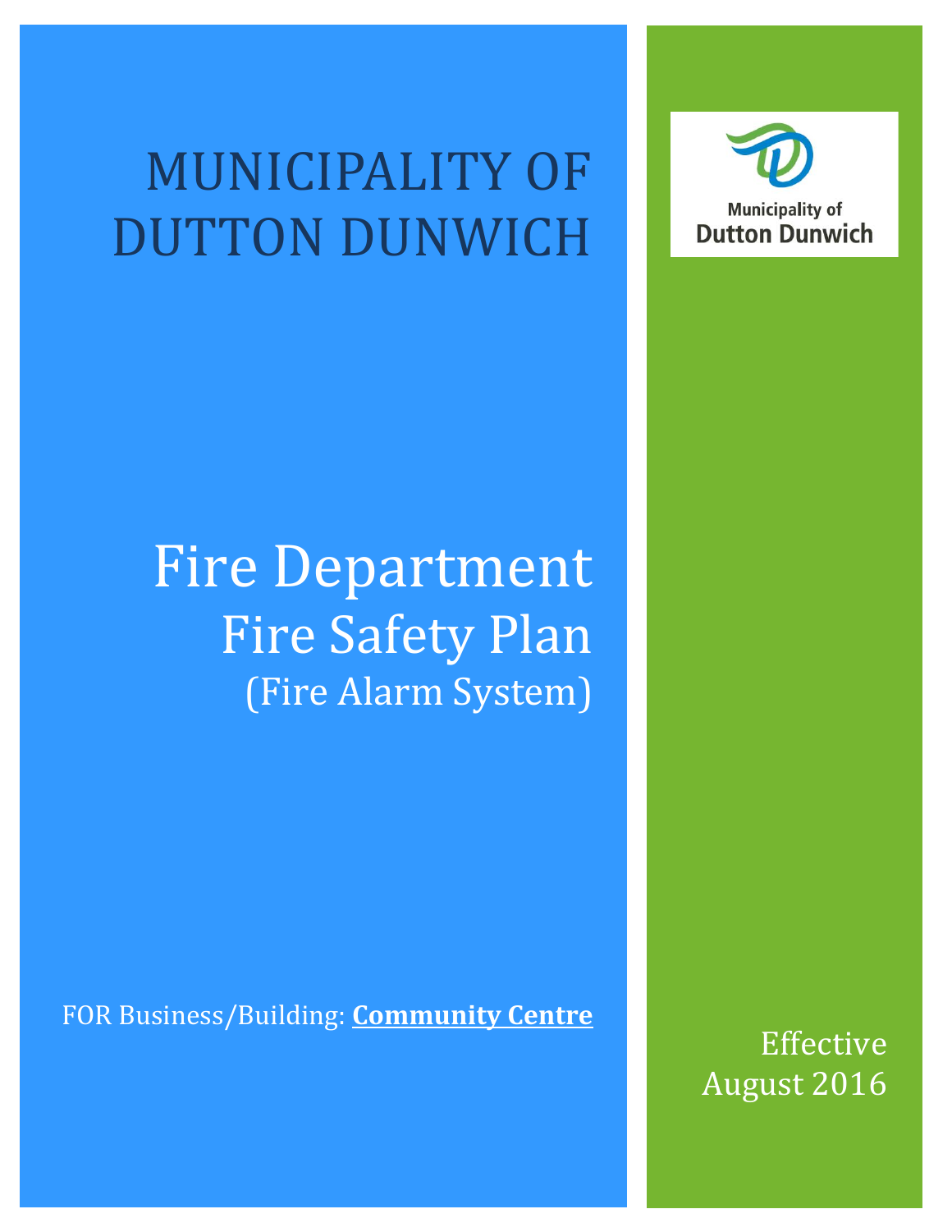# MUNICIPALITY OF DUTTON DUNWICH

Municipality of
Dutton Dunwich

# Fire Department

## Fire Safety Plan

### (Fire Alarm System)

FOR Business/Building: **Community Centre**

Effective
August 2016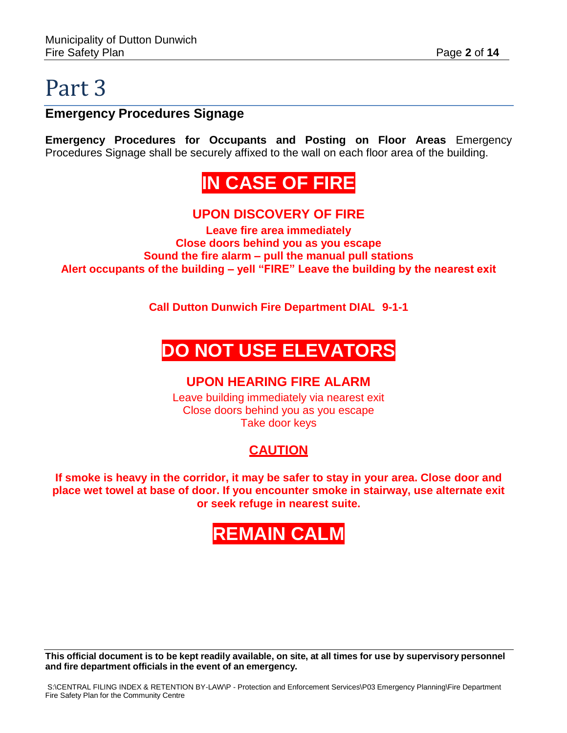# Part 3

## Emergency Procedures Signage

**Emergency Procedures for Occupants and Posting on Floor Areas** Emergency Procedures Signage shall be securely affixed to the wall on each floor area of the building.

**IN CASE OF FIRE**

**UPON DISCOVERY OF FIRE**

**Leave fire area immediately**
**Close doors behind you as you escape**
**Sound the fire alarm – pull the manual pull stations**
**Alert occupants of the building – yell "FIRE" Leave the building by the nearest exit**

**Call Dutton Dunwich Fire Department DIAL 9-1-1**

**DO NOT USE ELEVATORS**

**UPON HEARING FIRE ALARM**

Leave building immediately via nearest exit
Close doors behind you as you escape
Take door keys

**CAUTION**

**If smoke is heavy in the corridor, it may be safer to stay in your area. Close door and place wet towel at base of door. If you encounter smoke in stairway, use alternate exit or seek refuge in nearest suite.**

**REMAIN CALM**

**This official document is to be kept readily available, on site, at all times for use by supervisory personnel and fire department officials in the event of an emergency.**

S:\CENTRAL FILING INDEX & RETENTION BY-LAW\P - Protection and Enforcement Services\P03 Emergency Planning\Fire Department Fire Safety Plan for the Community Centre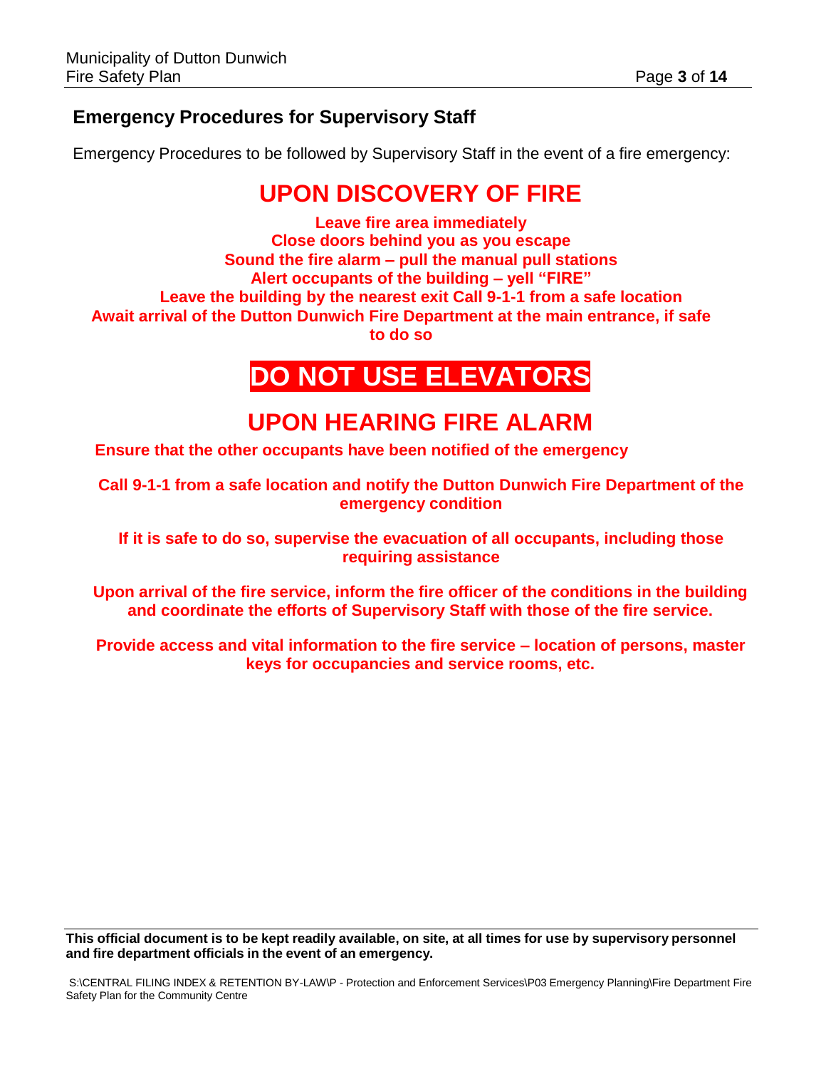## Emergency Procedures for Supervisory Staff

Emergency Procedures to be followed by Supervisory Staff in the event of a fire emergency:

# UPON DISCOVERY OF FIRE

**Leave fire area immediately**
**Close doors behind you as you escape**
**Sound the fire alarm – pull the manual pull stations**
**Alert occupants of the building – yell "FIRE"**
**Leave the building by the nearest exit Call 9-1-1 from a safe location**
**Await arrival of the Dutton Dunwich Fire Department at the main entrance, if safe to do so**

# DO NOT USE ELEVATORS

# UPON HEARING FIRE ALARM

**Ensure that the other occupants have been notified of the emergency**

**Call 9-1-1 from a safe location and notify the Dutton Dunwich Fire Department of the emergency condition**

**If it is safe to do so, supervise the evacuation of all occupants, including those requiring assistance**

**Upon arrival of the fire service, inform the fire officer of the conditions in the building and coordinate the efforts of Supervisory Staff with those of the fire service.**

**Provide access and vital information to the fire service – location of persons, master keys for occupancies and service rooms, etc.**

**This official document is to be kept readily available, on site, at all times for use by supervisory personnel and fire department officials in the event of an emergency.**

S:\CENTRAL FILING INDEX & RETENTION BY-LAW\P - Protection and Enforcement Services\P03 Emergency Planning\Fire Department Fire Safety Plan for the Community Centre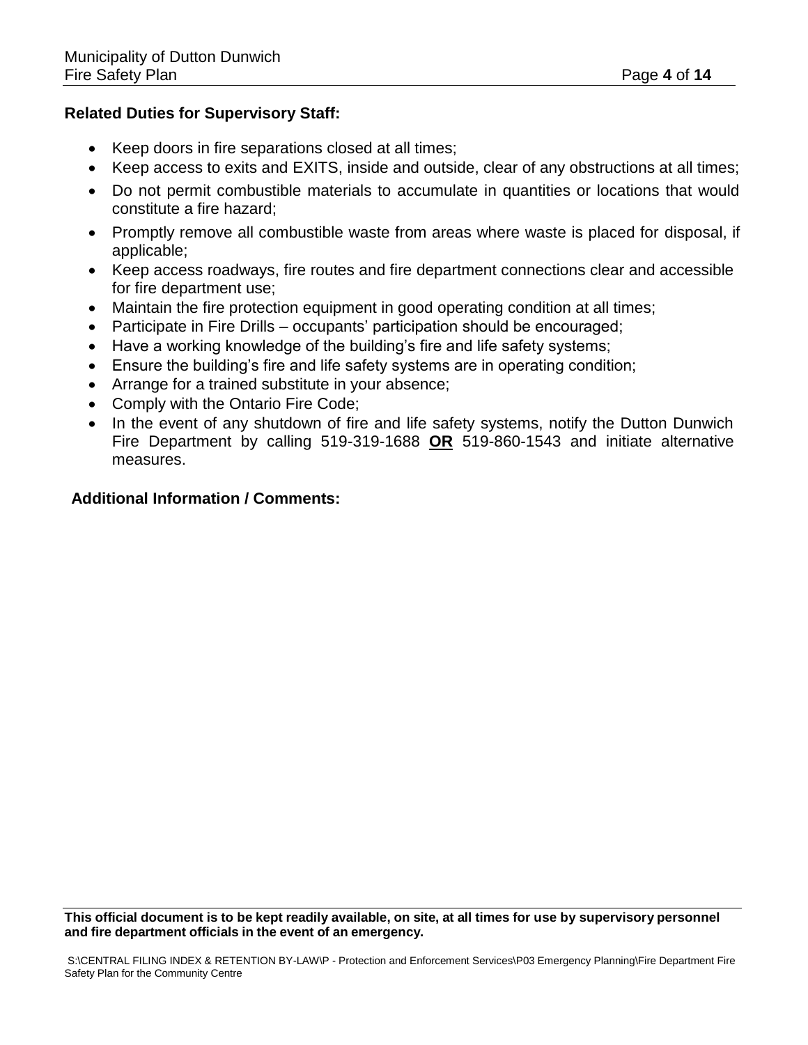**Related Duties for Supervisory Staff:**

- Keep doors in fire separations closed at all times;
- Keep access to exits and EXITS, inside and outside, clear of any obstructions at all times;
- Do not permit combustible materials to accumulate in quantities or locations that would constitute a fire hazard;
- Promptly remove all combustible waste from areas where waste is placed for disposal, if applicable;
- Keep access roadways, fire routes and fire department connections clear and accessible for fire department use;
- Maintain the fire protection equipment in good operating condition at all times;
- Participate in Fire Drills – occupants' participation should be encouraged;
- Have a working knowledge of the building's fire and life safety systems;
- Ensure the building's fire and life safety systems are in operating condition;
- Arrange for a trained substitute in your absence;
- Comply with the Ontario Fire Code;
- In the event of any shutdown of fire and life safety systems, notify the Dutton Dunwich Fire Department by calling 519-319-1688 **OR** 519-860-1543 and initiate alternative measures.

**Additional Information / Comments:**

**This official document is to be kept readily available, on site, at all times for use by supervisory personnel and fire department officials in the event of an emergency.**

S:\CENTRAL FILING INDEX & RETENTION BY-LAW\P - Protection and Enforcement Services\P03 Emergency Planning\Fire Department Fire Safety Plan for the Community Centre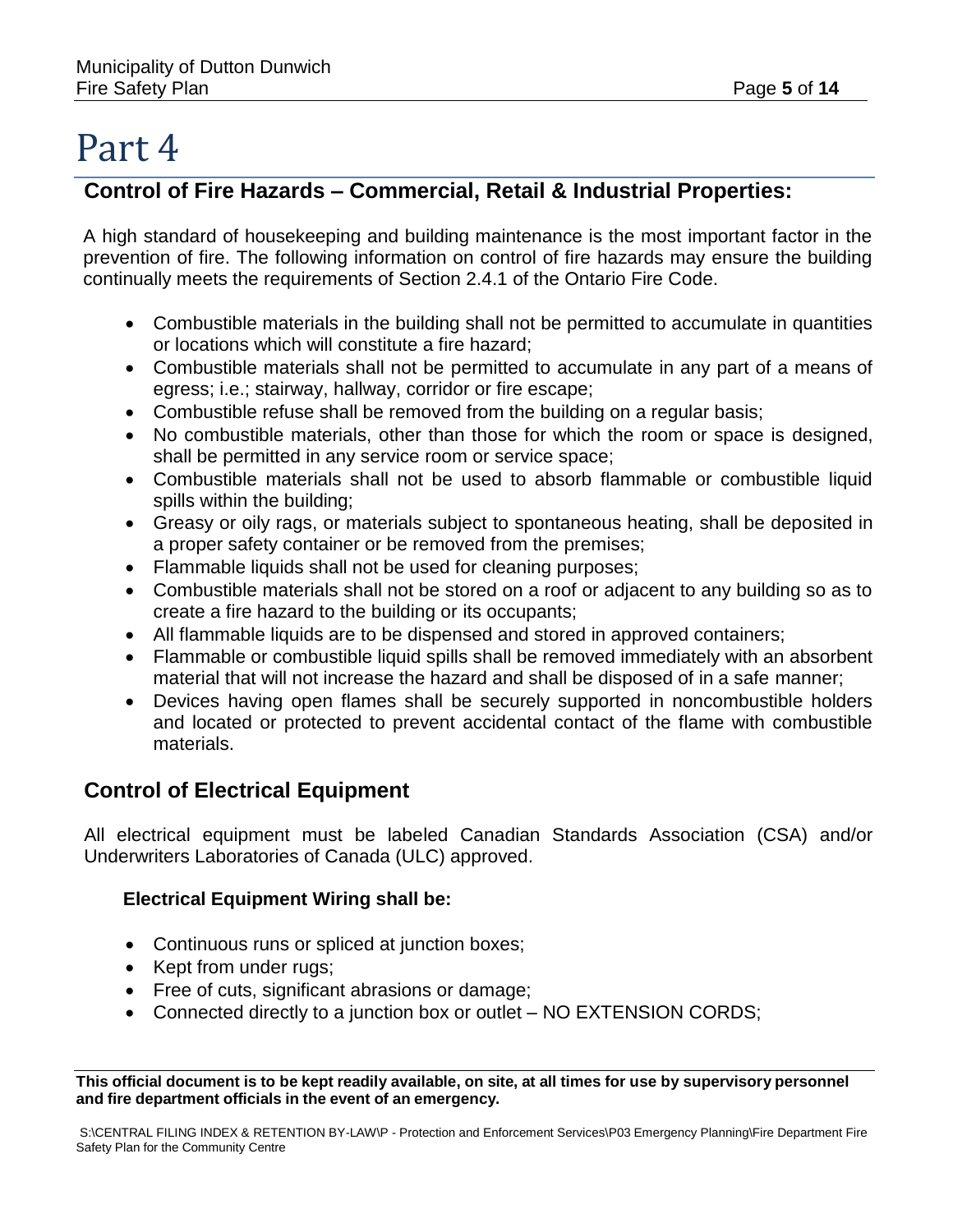# Part 4

## Control of Fire Hazards – Commercial, Retail & Industrial Properties:

A high standard of housekeeping and building maintenance is the most important factor in the prevention of fire. The following information on control of fire hazards may ensure the building continually meets the requirements of Section 2.4.1 of the Ontario Fire Code.

- Combustible materials in the building shall not be permitted to accumulate in quantities or locations which will constitute a fire hazard;
- Combustible materials shall not be permitted to accumulate in any part of a means of egress; i.e.; stairway, hallway, corridor or fire escape;
- Combustible refuse shall be removed from the building on a regular basis;
- No combustible materials, other than those for which the room or space is designed, shall be permitted in any service room or service space;
- Combustible materials shall not be used to absorb flammable or combustible liquid spills within the building;
- Greasy or oily rags, or materials subject to spontaneous heating, shall be deposited in a proper safety container or be removed from the premises;
- Flammable liquids shall not be used for cleaning purposes;
- Combustible materials shall not be stored on a roof or adjacent to any building so as to create a fire hazard to the building or its occupants;
- All flammable liquids are to be dispensed and stored in approved containers;
- Flammable or combustible liquid spills shall be removed immediately with an absorbent material that will not increase the hazard and shall be disposed of in a safe manner;
- Devices having open flames shall be securely supported in noncombustible holders and located or protected to prevent accidental contact of the flame with combustible materials.

## Control of Electrical Equipment

All electrical equipment must be labeled Canadian Standards Association (CSA) and/or Underwriters Laboratories of Canada (ULC) approved.

### Electrical Equipment Wiring shall be:

- Continuous runs or spliced at junction boxes;
- Kept from under rugs;
- Free of cuts, significant abrasions or damage;
- Connected directly to a junction box or outlet – NO EXTENSION CORDS;

**This official document is to be kept readily available, on site, at all times for use by supervisory personnel and fire department officials in the event of an emergency.**

S:\CENTRAL FILING INDEX & RETENTION BY-LAW\P - Protection and Enforcement Services\P03 Emergency Planning\Fire Department Fire Safety Plan for the Community Centre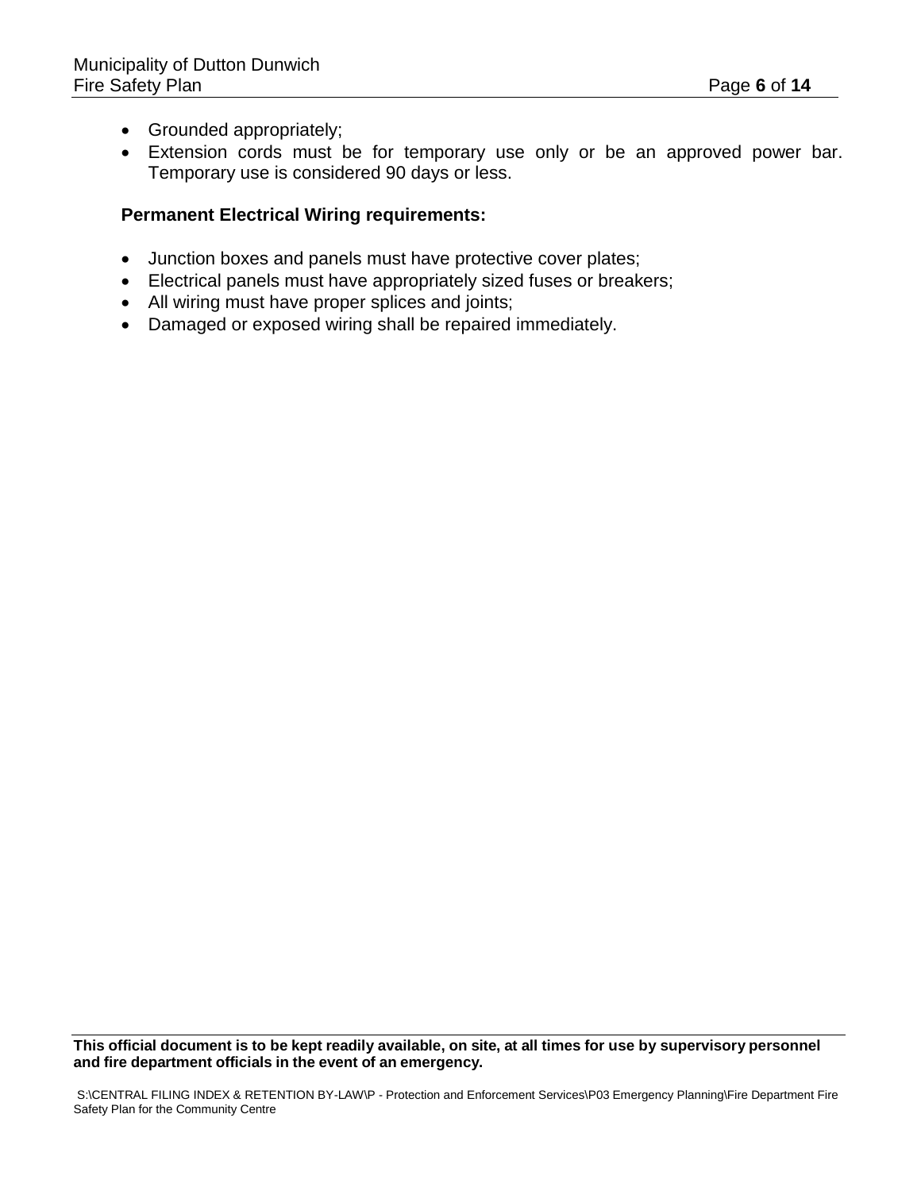- Grounded appropriately;
- Extension cords must be for temporary use only or be an approved power bar. Temporary use is considered 90 days or less.

**Permanent Electrical Wiring requirements:**

- Junction boxes and panels must have protective cover plates;
- Electrical panels must have appropriately sized fuses or breakers;
- All wiring must have proper splices and joints;
- Damaged or exposed wiring shall be repaired immediately.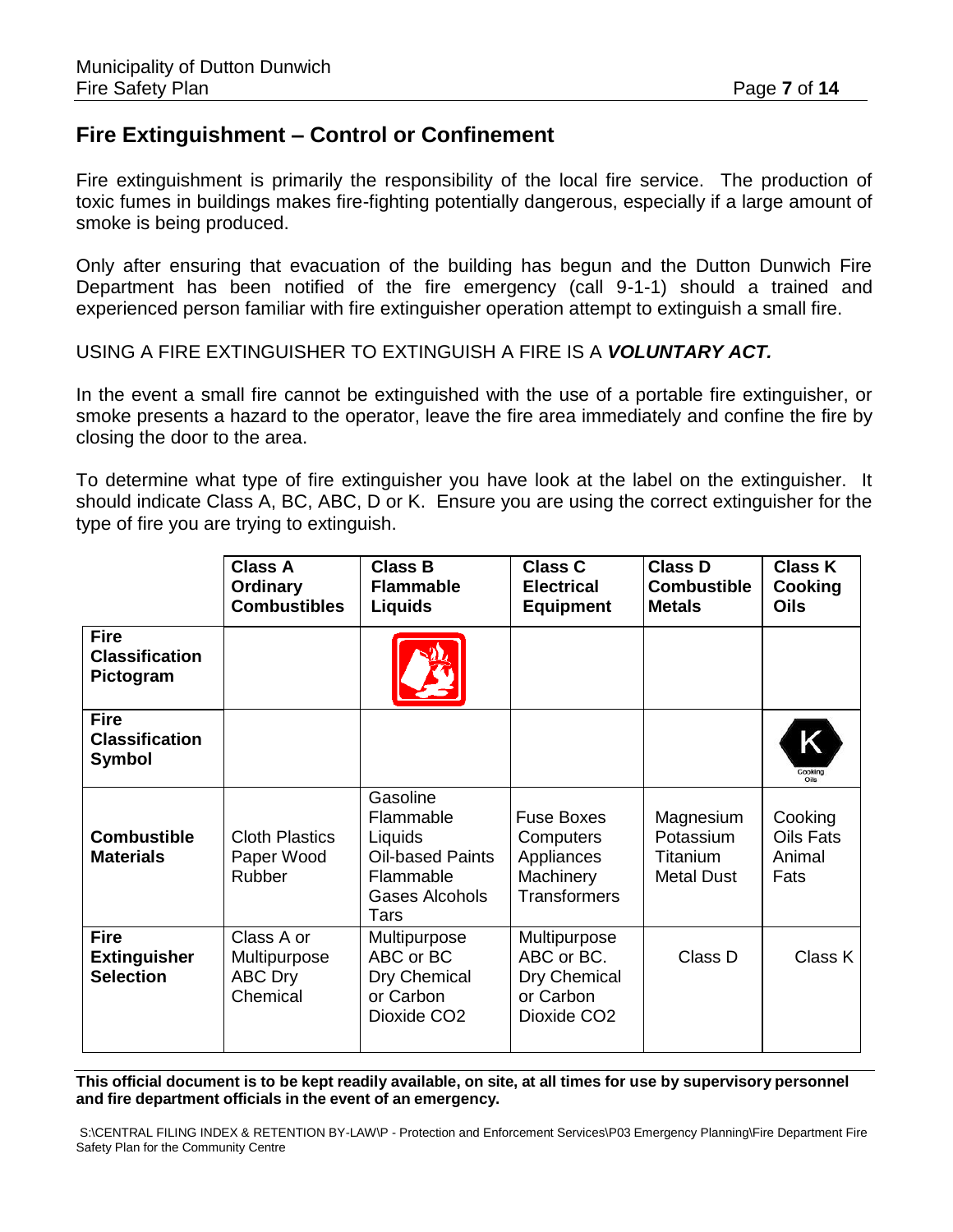## Fire Extinguishment – Control or Confinement

Fire extinguishment is primarily the responsibility of the local fire service. The production of toxic fumes in buildings makes fire-fighting potentially dangerous, especially if a large amount of smoke is being produced.

Only after ensuring that evacuation of the building has begun and the Dutton Dunwich Fire Department has been notified of the fire emergency (call 9-1-1) should a trained and experienced person familiar with fire extinguisher operation attempt to extinguish a small fire.

USING A FIRE EXTINGUISHER TO EXTINGUISH A FIRE IS A ***VOLUNTARY ACT.***

In the event a small fire cannot be extinguished with the use of a portable fire extinguisher, or smoke presents a hazard to the operator, leave the fire area immediately and confine the fire by closing the door to the area.

To determine what type of fire extinguisher you have look at the label on the extinguisher. It should indicate Class A, BC, ABC, D or K. Ensure you are using the correct extinguisher for the type of fire you are trying to extinguish.

| | **Class A Ordinary Combustibles** | **Class B Flammable Liquids** | **Class C Electrical Equipment** | **Class D Combustible Metals** | **Class K Cooking Oils** |
|---|---|---|---|---|---|
| **Fire Classification Pictogram** | | | | | |
| **Fire Classification Symbol** | | | | | K Cooking Oils |
| **Combustible Materials** | Cloth Plastics Paper Wood Rubber | Gasoline Flammable Liquids Oil-based Paints Flammable Gases Alcohols Tars | Fuse Boxes Computers Appliances Machinery Transformers | Magnesium Potassium Titanium Metal Dust | Cooking Oils Fats Animal Fats |
| **Fire Extinguisher Selection** | Class A or Multipurpose ABC Dry Chemical | Multipurpose ABC or BC Dry Chemical or Carbon Dioxide $CO_2$ | Multipurpose ABC or BC. Dry Chemical or Carbon Dioxide $CO_2$ | Class D | Class K |

**This official document is to be kept readily available, on site, at all times for use by supervisory personnel and fire department officials in the event of an emergency.**

S:\CENTRAL FILING INDEX & RETENTION BY-LAW\P - Protection and Enforcement Services\P03 Emergency Planning\Fire Department Fire Safety Plan for the Community Centre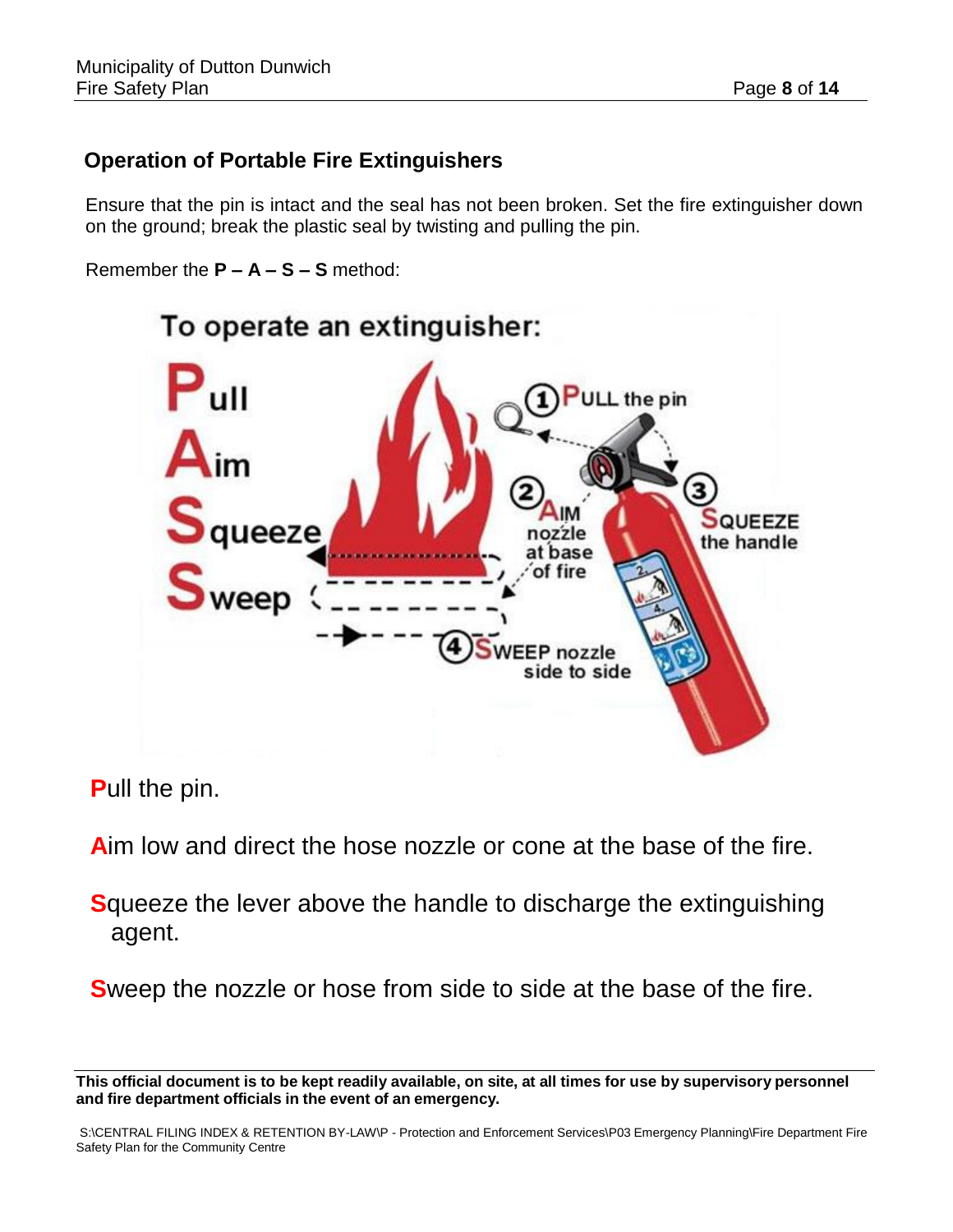## Operation of Portable Fire Extinguishers

Ensure that the pin is intact and the seal has not been broken. Set the fire extinguisher down on the ground; break the plastic seal by twisting and pulling the pin.

Remember the **P – A – S – S** method:

To operate an extinguisher:

Pull

Aim

Squeeze

Sweep

1 PULL the pin

2 AIM nozzle at base of fire

3 SQUEEZE the handle

4 SWEEP nozzle side to side

**P**ull the pin.

**A**im low and direct the hose nozzle or cone at the base of the fire.

**S**queeze the lever above the handle to discharge the extinguishing agent.

**S**weep the nozzle or hose from side to side at the base of the fire.

**This official document is to be kept readily available, on site, at all times for use by supervisory personnel and fire department officials in the event of an emergency.**

S:\CENTRAL FILING INDEX & RETENTION BY-LAW\P - Protection and Enforcement Services\P03 Emergency Planning\Fire Department Fire Safety Plan for the Community Centre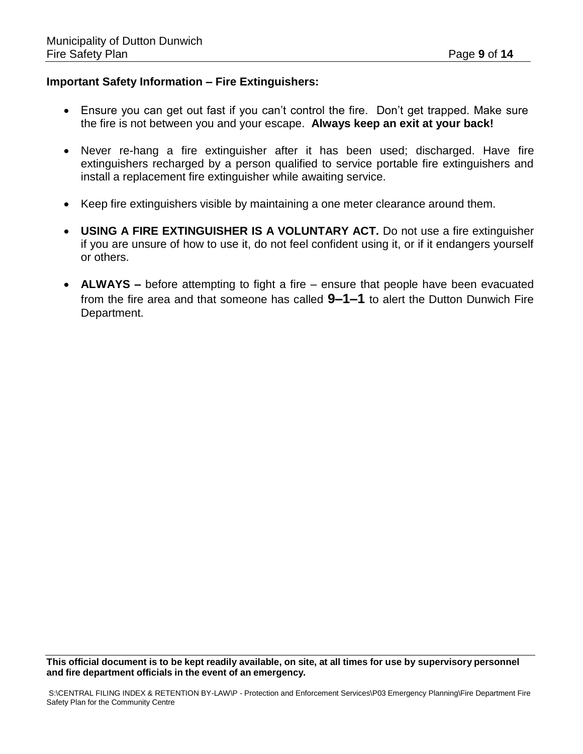**Important Safety Information – Fire Extinguishers:**

- Ensure you can get out fast if you can't control the fire. Don't get trapped. Make sure the fire is not between you and your escape. **Always keep an exit at your back!**
- Never re-hang a fire extinguisher after it has been used; discharged. Have fire extinguishers recharged by a person qualified to service portable fire extinguishers and install a replacement fire extinguisher while awaiting service.
- Keep fire extinguishers visible by maintaining a one meter clearance around them.
- **USING A FIRE EXTINGUISHER IS A VOLUNTARY ACT.** Do not use a fire extinguisher if you are unsure of how to use it, do not feel confident using it, or if it endangers yourself or others.
- **ALWAYS –** before attempting to fight a fire – ensure that people have been evacuated from the fire area and that someone has called **9–1–1** to alert the Dutton Dunwich Fire Department.

**This official document is to be kept readily available, on site, at all times for use by supervisory personnel and fire department officials in the event of an emergency.**

S:\CENTRAL FILING INDEX & RETENTION BY-LAW\P - Protection and Enforcement Services\P03 Emergency Planning\Fire Department Fire Safety Plan for the Community Centre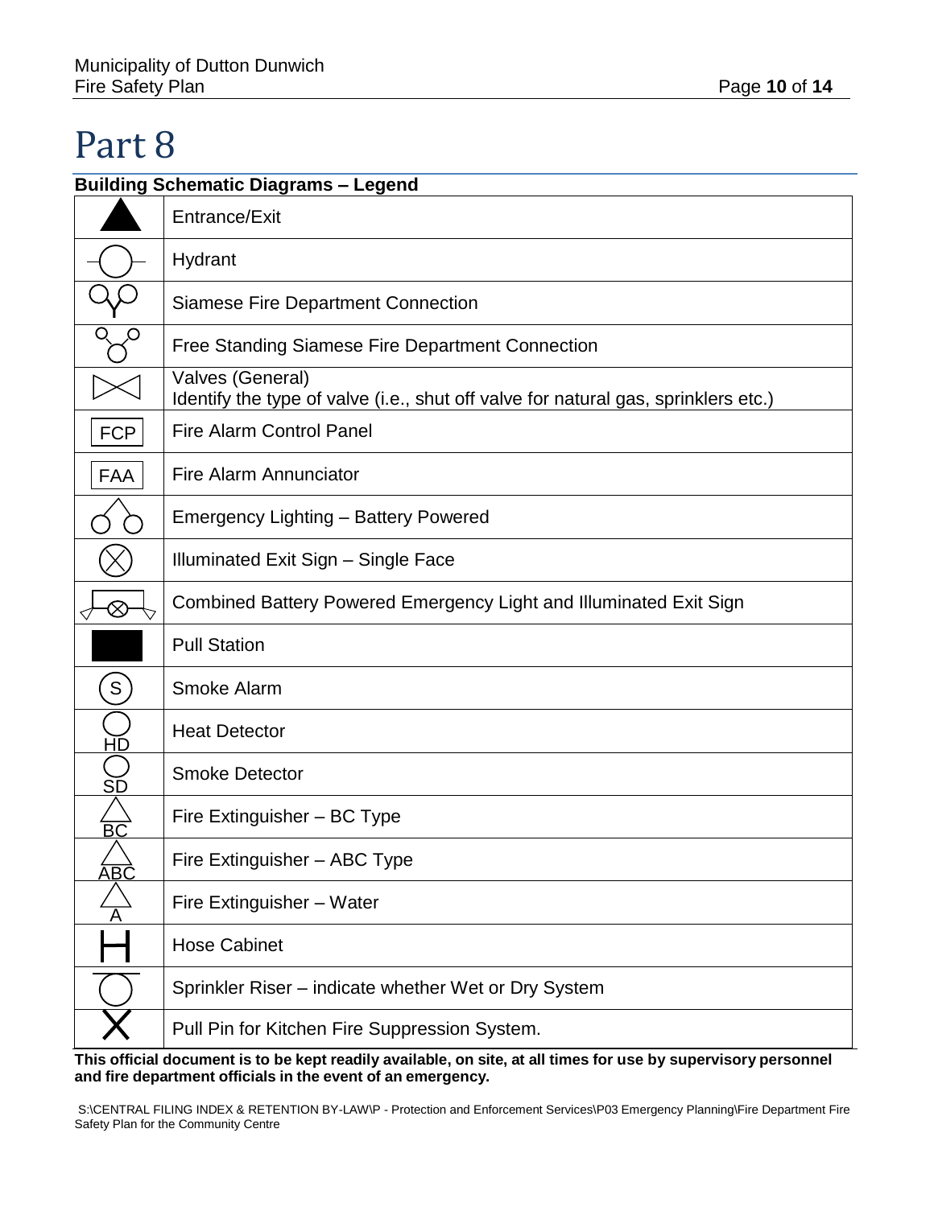# Part 8

## Building Schematic Diagrams – Legend

| Symbol | Description |
|---|---|
| | Entrance/Exit |
| | Hydrant |
| | Siamese Fire Department Connection |
| | Free Standing Siamese Fire Department Connection |
| | Valves (General)<br>Identify the type of valve (i.e., shut off valve for natural gas, sprinklers etc.) |
| FCP | Fire Alarm Control Panel |
| FAA | Fire Alarm Annunciator |
| | Emergency Lighting – Battery Powered |
| | Illuminated Exit Sign – Single Face |
| | Combined Battery Powered Emergency Light and Illuminated Exit Sign |
| | Pull Station |
| S | Smoke Alarm |
| HD | Heat Detector |
| SD | Smoke Detector |
| BC | Fire Extinguisher – BC Type |
| ABC | Fire Extinguisher – ABC Type |
| A | Fire Extinguisher – Water |
| | Hose Cabinet |
| | Sprinkler Riser – indicate whether Wet or Dry System |
| | Pull Pin for Kitchen Fire Suppression System. |

**This official document is to be kept readily available, on site, at all times for use by supervisory personnel and fire department officials in the event of an emergency.**

S:\CENTRAL FILING INDEX & RETENTION BY-LAW\P - Protection and Enforcement Services\P03 Emergency Planning\Fire Department Fire Safety Plan for the Community Centre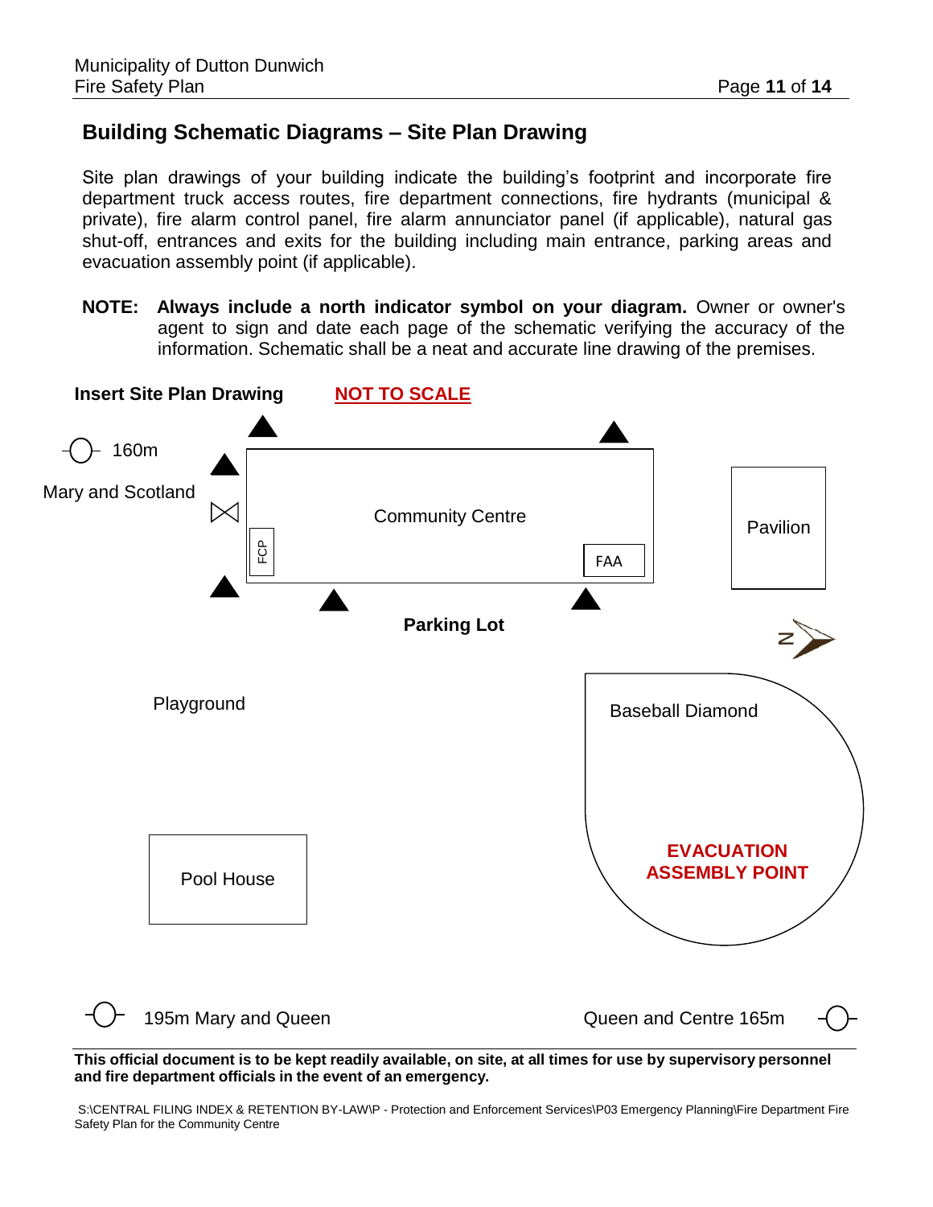## Building Schematic Diagrams – Site Plan Drawing

Site plan drawings of your building indicate the building's footprint and incorporate fire department truck access routes, fire department connections, fire hydrants (municipal & private), fire alarm control panel, fire alarm annunciator panel (if applicable), natural gas shut-off, entrances and exits for the building including main entrance, parking areas and evacuation assembly point (if applicable).

**NOTE: Always include a north indicator symbol on your diagram.** Owner or owner's agent to sign and date each page of the schematic verifying the accuracy of the information. Schematic shall be a neat and accurate line drawing of the premises.

**Insert Site Plan Drawing** **NOT TO SCALE**

160m
Mary and Scotland

Community Centre

FCP

FAA

Pavilion

N

Parking Lot

Playground

Baseball Diamond

**EVACUATION ASSEMBLY POINT**

Pool House

195m Mary and Queen

Queen and Centre 165m

**This official document is to be kept readily available, on site, at all times for use by supervisory personnel and fire department officials in the event of an emergency.**

S:\CENTRAL FILING INDEX & RETENTION BY-LAW\P - Protection and Enforcement Services\P03 Emergency Planning\Fire Department Fire Safety Plan for the Community Centre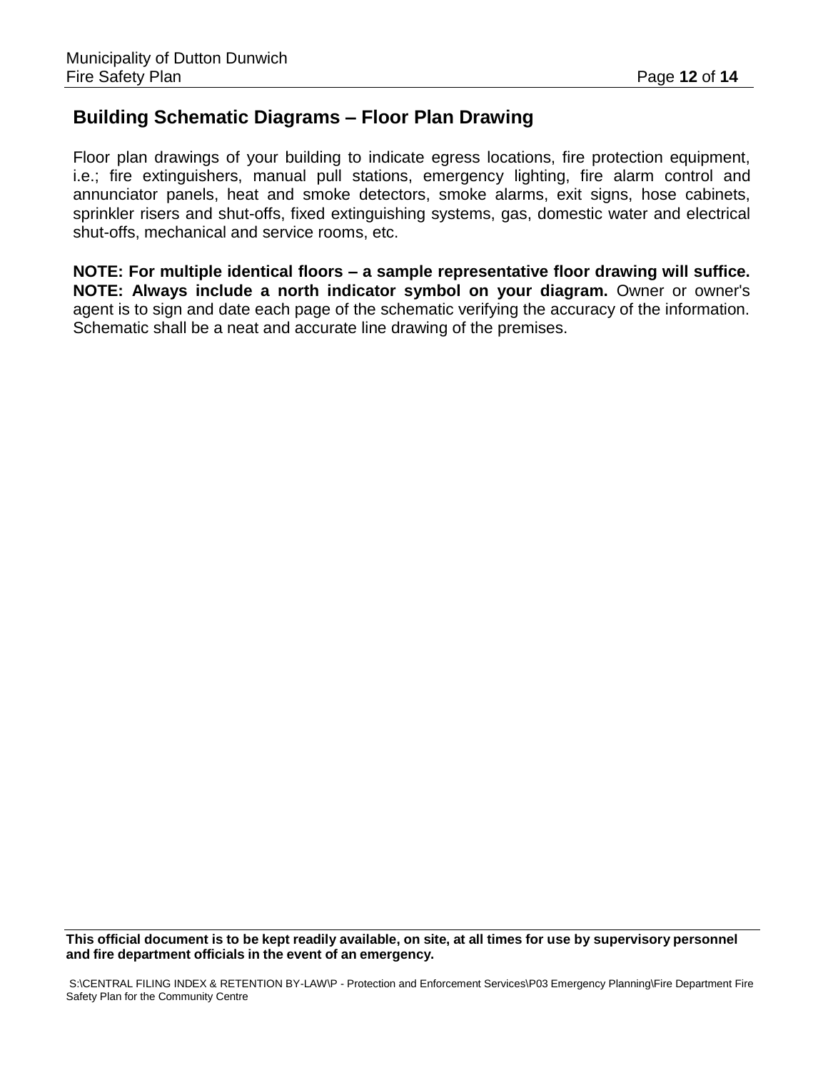## Building Schematic Diagrams – Floor Plan Drawing

Floor plan drawings of your building to indicate egress locations, fire protection equipment, i.e.; fire extinguishers, manual pull stations, emergency lighting, fire alarm control and annunciator panels, heat and smoke detectors, smoke alarms, exit signs, hose cabinets, sprinkler risers and shut-offs, fixed extinguishing systems, gas, domestic water and electrical shut-offs, mechanical and service rooms, etc.

**NOTE: For multiple identical floors – a sample representative floor drawing will suffice.**
**NOTE: Always include a north indicator symbol on your diagram.** Owner or owner's agent is to sign and date each page of the schematic verifying the accuracy of the information. Schematic shall be a neat and accurate line drawing of the premises.

**This official document is to be kept readily available, on site, at all times for use by supervisory personnel and fire department officials in the event of an emergency.**

S:\CENTRAL FILING INDEX & RETENTION BY-LAW\P - Protection and Enforcement Services\P03 Emergency Planning\Fire Department Fire Safety Plan for the Community Centre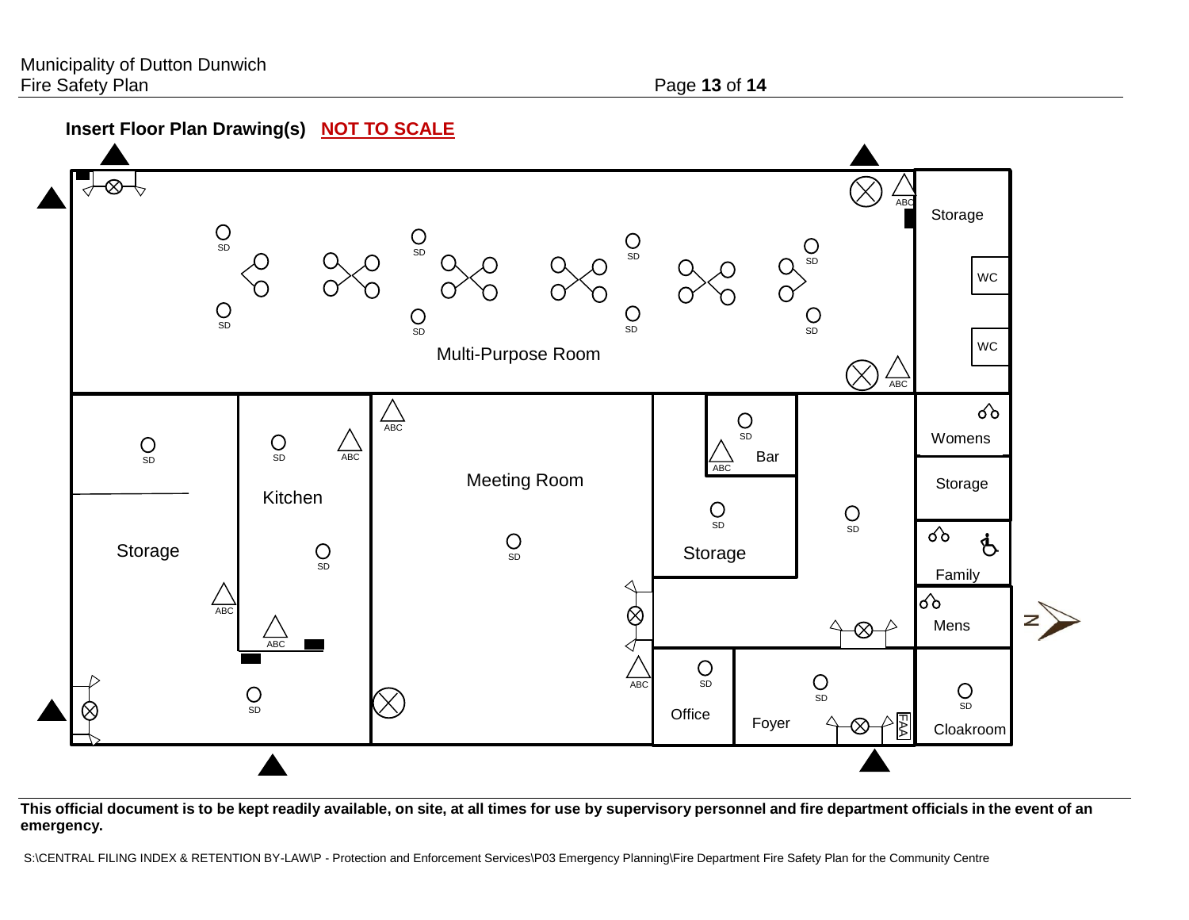**Insert Floor Plan Drawing(s) NOT TO SCALE**

Storage

WC

WC

Multi-Purpose Room

Womens

Storage

Family

Mens

Cloakroom

Storage

Kitchen

Meeting Room

Bar

Storage

Office

Foyer

FAA

N

**This official document is to be kept readily available, on site, at all times for use by supervisory personnel and fire department officials in the event of an emergency.**

S:\CENTRAL FILING INDEX & RETENTION BY-LAW\P - Protection and Enforcement Services\P03 Emergency Planning\Fire Department Fire Safety Plan for the Community Centre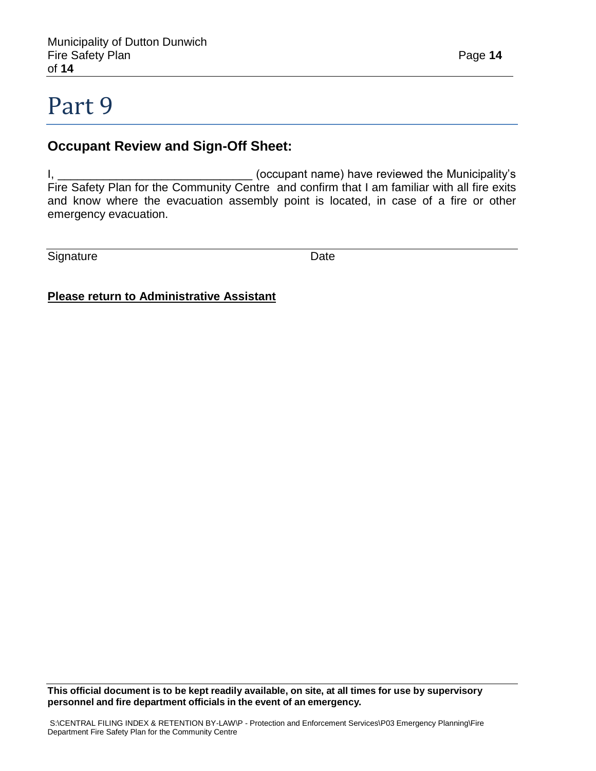# Part 9

## Occupant Review and Sign-Off Sheet:

I, _____________________________ (occupant name) have reviewed the Municipality's Fire Safety Plan for the Community Centre and confirm that I am familiar with all fire exits and know where the evacuation assembly point is located, in case of a fire or other emergency evacuation.

______________________________________________________________________

Signature                                                            Date

**Please return to Administrative Assistant**

**This official document is to be kept readily available, on site, at all times for use by supervisory personnel and fire department officials in the event of an emergency.**

S:\CENTRAL FILING INDEX & RETENTION BY-LAW\P - Protection and Enforcement Services\P03 Emergency Planning\Fire Department Fire Safety Plan for the Community Centre